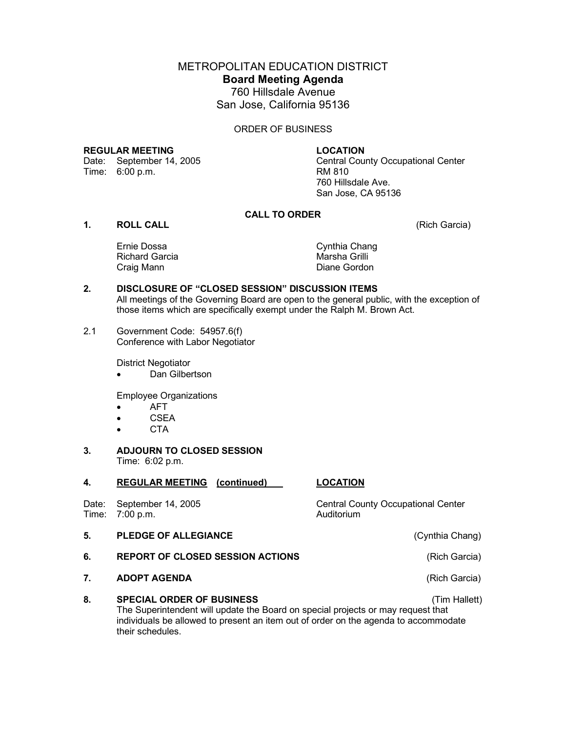# METROPOLITAN EDUCATION DISTRICT

## Board Meeting Agenda

760 Hillsdale Avenue
San Jose, California 95136

ORDER OF BUSINESS

**REGULAR MEETING**
Date: September 14, 2005
Time: 6:00 p.m.

**LOCATION**
Central County Occupational Center
RM 810
760 Hillsdale Ave.
San Jose, CA 95136

**CALL TO ORDER**

**1. ROLL CALL** (Rich Garcia)

Ernie Dossa
Richard Garcia
Craig Mann
Cynthia Chang
Marsha Grilli
Diane Gordon

**2. DISCLOSURE OF "CLOSED SESSION" DISCUSSION ITEMS**

All meetings of the Governing Board are open to the general public, with the exception of those items which are specifically exempt under the Ralph M. Brown Act.

2.1 Government Code: 54957.6(f)
Conference with Labor Negotiator

District Negotiator

- Dan Gilbertson

Employee Organizations

- AFT
- CSEA
- CTA

**3. ADJOURN TO CLOSED SESSION**

Time: 6:02 p.m.

**4. <u>REGULAR MEETING (continued)</u>**

Date: September 14, 2005
Time: 7:00 p.m.

**<u>LOCATION</u>**
Central County Occupational Center
Auditorium

**5. PLEDGE OF ALLEGIANCE** (Cynthia Chang)

**6. REPORT OF CLOSED SESSION ACTIONS** (Rich Garcia)

**7. ADOPT AGENDA** (Rich Garcia)

**8. SPECIAL ORDER OF BUSINESS** (Tim Hallett)

The Superintendent will update the Board on special projects or may request that individuals be allowed to present an item out of order on the agenda to accommodate their schedules.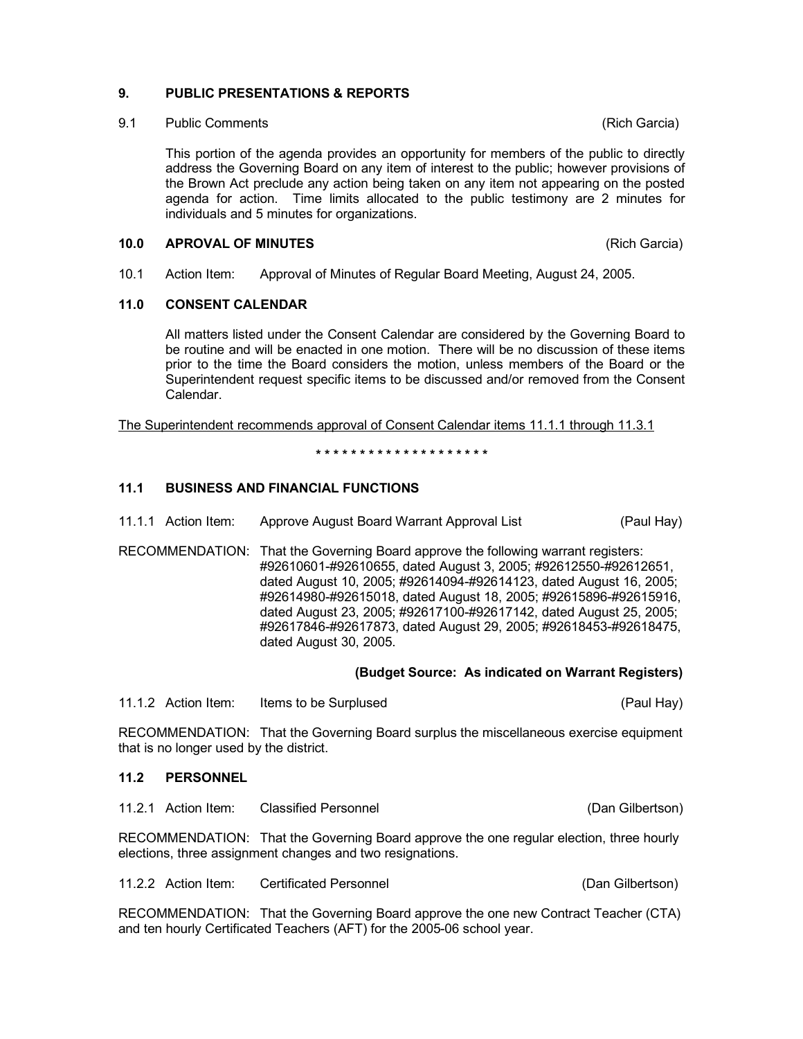## 9. PUBLIC PRESENTATIONS & REPORTS

9.1 Public Comments (Rich Garcia)

This portion of the agenda provides an opportunity for members of the public to directly address the Governing Board on any item of interest to the public; however provisions of the Brown Act preclude any action being taken on any item not appearing on the posted agenda for action. Time limits allocated to the public testimony are 2 minutes for individuals and 5 minutes for organizations.

## 10.0 APROVAL OF MINUTES (Rich Garcia)

10.1 Action Item: Approval of Minutes of Regular Board Meeting, August 24, 2005.

## 11.0 CONSENT CALENDAR

All matters listed under the Consent Calendar are considered by the Governing Board to be routine and will be enacted in one motion. There will be no discussion of these items prior to the time the Board considers the motion, unless members of the Board or the Superintendent request specific items to be discussed and/or removed from the Consent Calendar.

<u>The Superintendent recommends approval of Consent Calendar items 11.1.1 through 11.3.1</u>

* * * * * * * * * * * * * * * * * * * *

### 11.1 BUSINESS AND FINANCIAL FUNCTIONS

11.1.1 Action Item: Approve August Board Warrant Approval List (Paul Hay)

RECOMMENDATION: That the Governing Board approve the following warrant registers: #92610601-#92610655, dated August 3, 2005; #92612550-#92612651, dated August 10, 2005; #92614094-#92614123, dated August 16, 2005; #92614980-#92615018, dated August 18, 2005; #92615896-#92615916, dated August 23, 2005; #92617100-#92617142, dated August 25, 2005; #92617846-#92617873, dated August 29, 2005; #92618453-#92618475, dated August 30, 2005.

**(Budget Source: As indicated on Warrant Registers)**

11.1.2 Action Item: Items to be Surplused (Paul Hay)

RECOMMENDATION: That the Governing Board surplus the miscellaneous exercise equipment that is no longer used by the district.

### 11.2 PERSONNEL

11.2.1 Action Item: Classified Personnel (Dan Gilbertson)

RECOMMENDATION: That the Governing Board approve the one regular election, three hourly elections, three assignment changes and two resignations.

11.2.2 Action Item: Certificated Personnel (Dan Gilbertson)

RECOMMENDATION: That the Governing Board approve the one new Contract Teacher (CTA) and ten hourly Certificated Teachers (AFT) for the 2005-06 school year.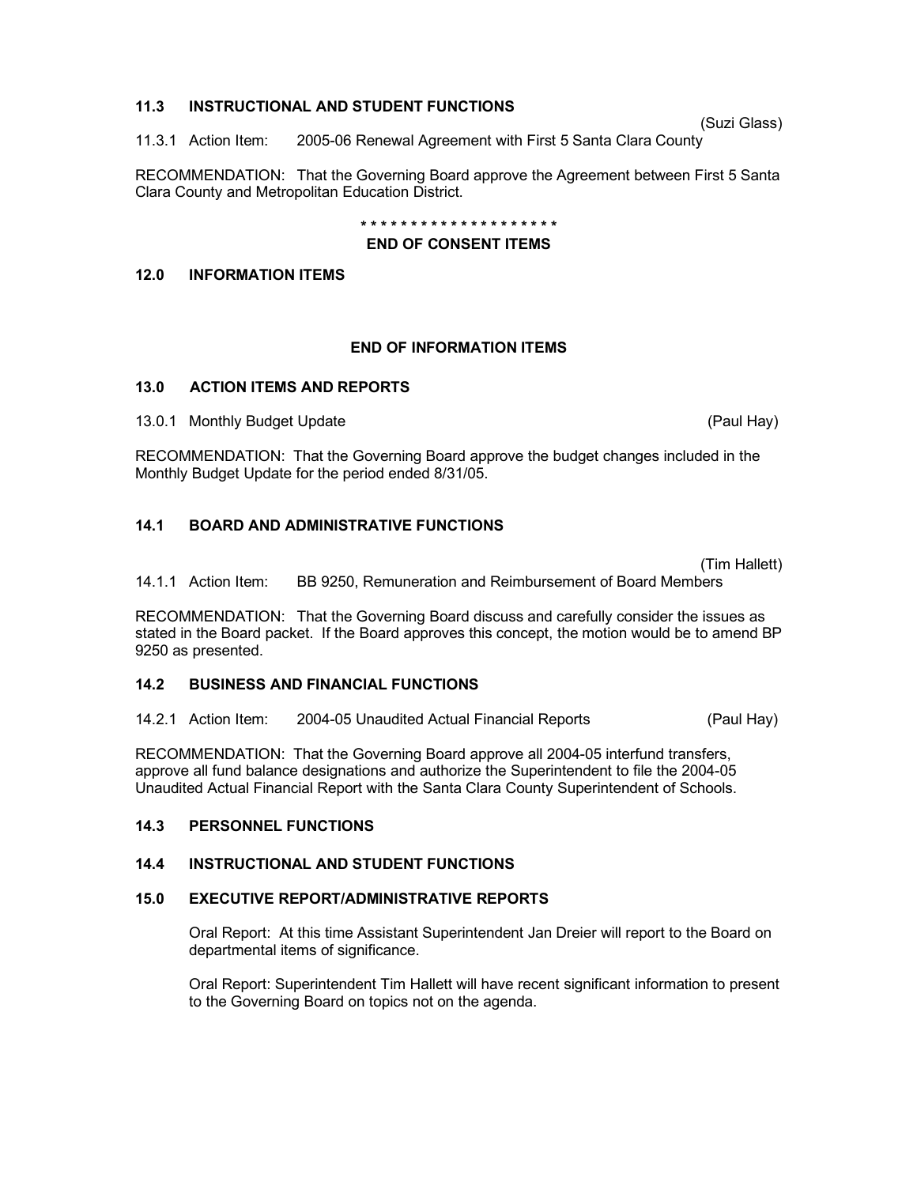**11.3 INSTRUCTIONAL AND STUDENT FUNCTIONS**

(Suzi Glass)

11.3.1 Action Item: 2005-06 Renewal Agreement with First 5 Santa Clara County

RECOMMENDATION: That the Governing Board approve the Agreement between First 5 Santa Clara County and Metropolitan Education District.

* * * * * * * * * * * * * * * * * * * * *

**END OF CONSENT ITEMS**

**12.0 INFORMATION ITEMS**

**END OF INFORMATION ITEMS**

**13.0 ACTION ITEMS AND REPORTS**

13.0.1 Monthly Budget Update (Paul Hay)

RECOMMENDATION: That the Governing Board approve the budget changes included in the Monthly Budget Update for the period ended 8/31/05.

**14.1 BOARD AND ADMINISTRATIVE FUNCTIONS**

(Tim Hallett)

14.1.1 Action Item: BB 9250, Remuneration and Reimbursement of Board Members

RECOMMENDATION: That the Governing Board discuss and carefully consider the issues as stated in the Board packet. If the Board approves this concept, the motion would be to amend BP 9250 as presented.

**14.2 BUSINESS AND FINANCIAL FUNCTIONS**

14.2.1 Action Item: 2004-05 Unaudited Actual Financial Reports (Paul Hay)

RECOMMENDATION: That the Governing Board approve all 2004-05 interfund transfers, approve all fund balance designations and authorize the Superintendent to file the 2004-05 Unaudited Actual Financial Report with the Santa Clara County Superintendent of Schools.

**14.3 PERSONNEL FUNCTIONS**

**14.4 INSTRUCTIONAL AND STUDENT FUNCTIONS**

**15.0 EXECUTIVE REPORT/ADMINISTRATIVE REPORTS**

Oral Report: At this time Assistant Superintendent Jan Dreier will report to the Board on departmental items of significance.

Oral Report: Superintendent Tim Hallett will have recent significant information to present to the Governing Board on topics not on the agenda.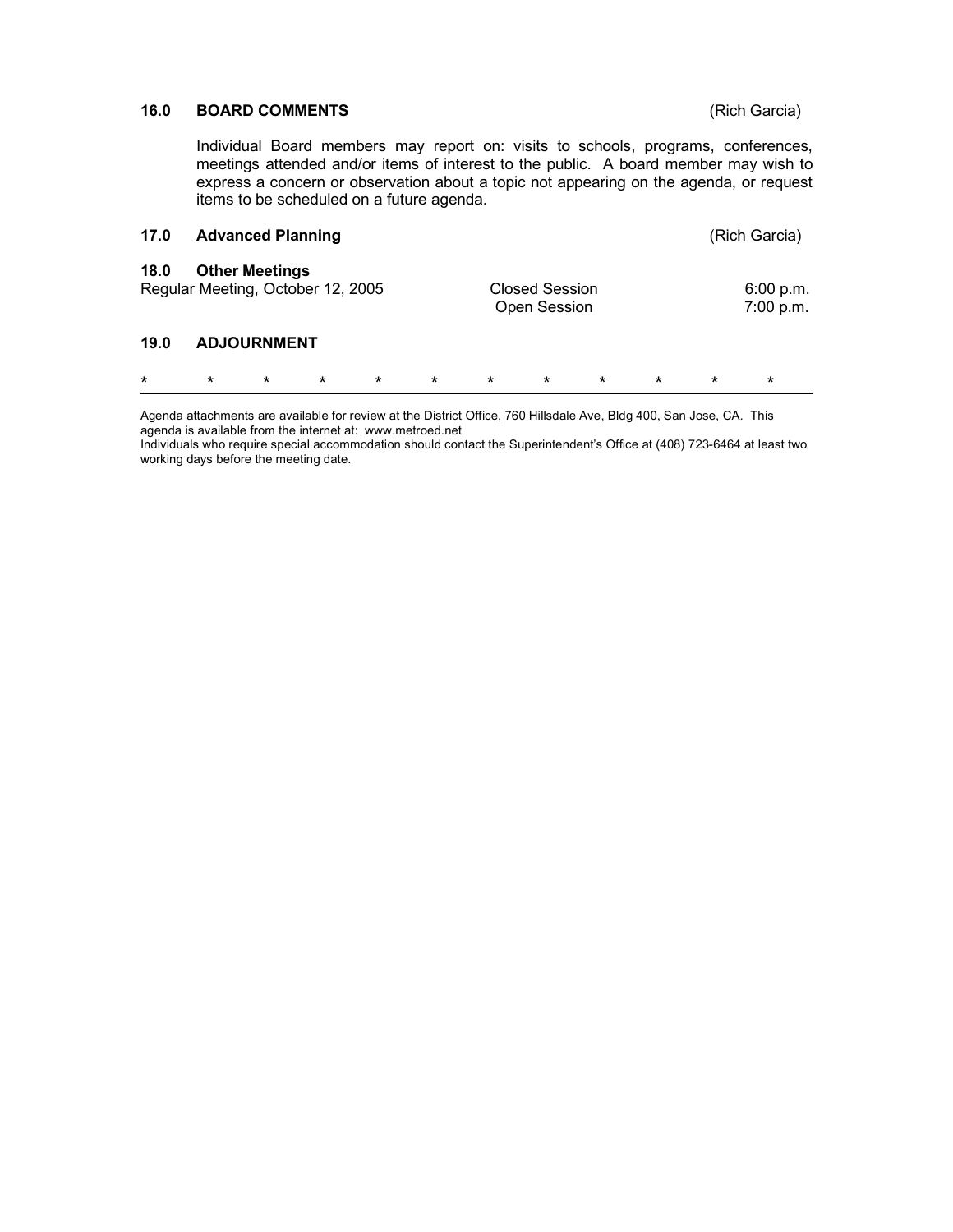## 16.0 BOARD COMMENTS (Rich Garcia)

Individual Board members may report on: visits to schools, programs, conferences, meetings attended and/or items of interest to the public. A board member may wish to express a concern or observation about a topic not appearing on the agenda, or request items to be scheduled on a future agenda.

## 17.0 Advanced Planning (Rich Garcia)

## 18.0 Other Meetings

| | | |
|---|---|---|
| Regular Meeting, October 12, 2005 | Closed Session | 6:00 p.m. |
| | Open Session | 7:00 p.m. |

## 19.0 ADJOURNMENT

\* \* \* \* \* \* \* \* \* \* \* \*

---

Agenda attachments are available for review at the District Office, 760 Hillsdale Ave, Bldg 400, San Jose, CA. This agenda is available from the internet at: www.metroed.net

Individuals who require special accommodation should contact the Superintendent's Office at (408) 723-6464 at least two working days before the meeting date.